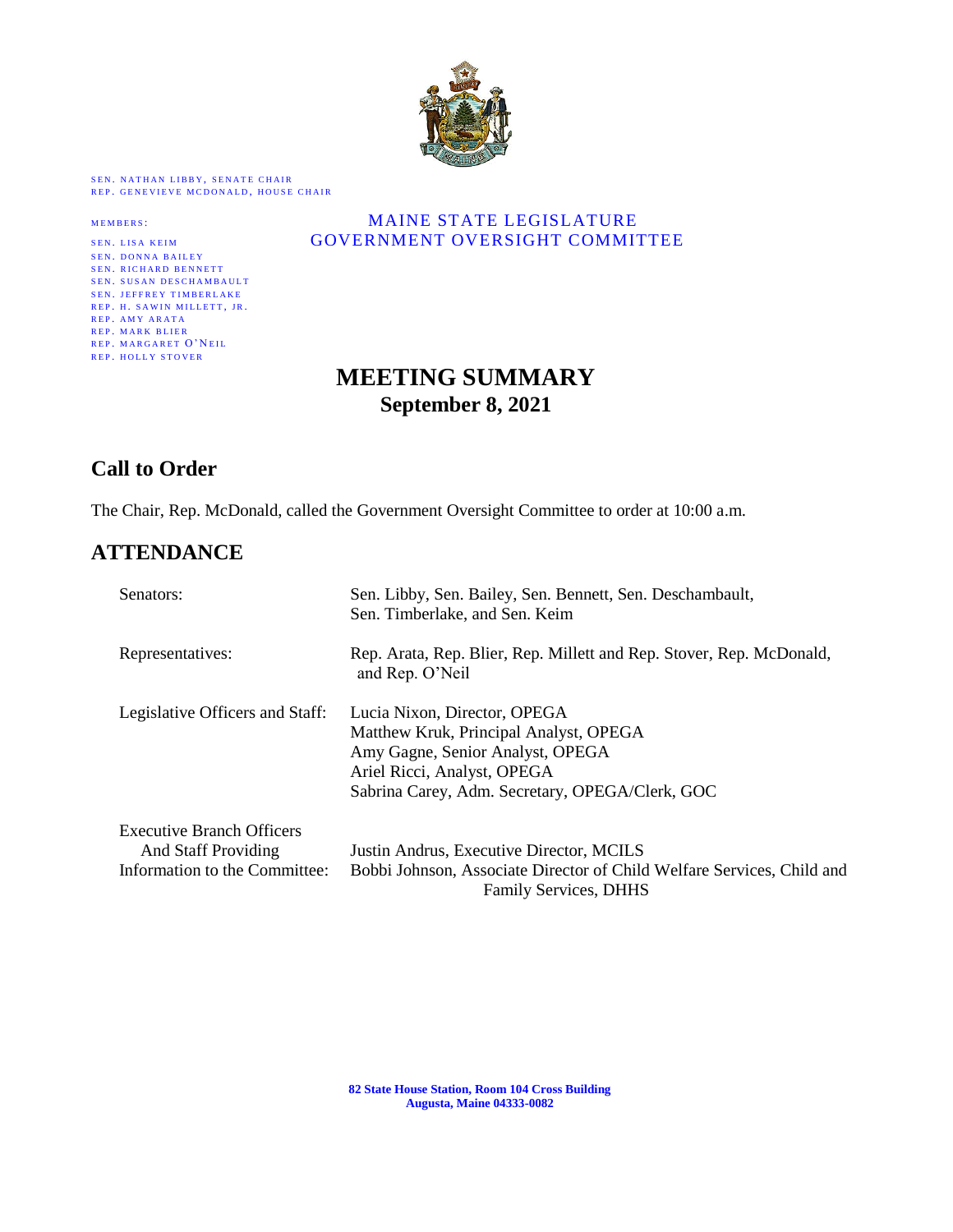SEN. NATHAN LIBBY, SENATE CHAIR
REP. GENEVIEVE MCDONALD, HOUSE CHAIR

MEMBERS:

SEN. LISA KEIM
SEN. DONNA BAILEY
SEN. RICHARD BENNETT
SEN. SUSAN DESCHAMBAULT
SEN. JEFFREY TIMBERLAKE
REP. H. SAWIN MILLETT, JR.
REP. AMY ARATA
REP. MARK BLIER
REP. MARGARET O'NEIL
REP. HOLLY STOVER

MAINE STATE LEGISLATURE
GOVERNMENT OVERSIGHT COMMITTEE

# MEETING SUMMARY
## September 8, 2021

## Call to Order

The Chair, Rep. McDonald, called the Government Oversight Committee to order at 10:00 a.m.

## ATTENDANCE

| | |
|---|---|
| Senators: | Sen. Libby, Sen. Bailey, Sen. Bennett, Sen. Deschambault, Sen. Timberlake, and Sen. Keim |
| Representatives: | Rep. Arata, Rep. Blier, Rep. Millett and Rep. Stover, Rep. McDonald, and Rep. O'Neil |
| Legislative Officers and Staff: | Lucia Nixon, Director, OPEGA<br>Matthew Kruk, Principal Analyst, OPEGA<br>Amy Gagne, Senior Analyst, OPEGA<br>Ariel Ricci, Analyst, OPEGA<br>Sabrina Carey, Adm. Secretary, OPEGA/Clerk, GOC |
| Executive Branch Officers And Staff Providing Information to the Committee: | Justin Andrus, Executive Director, MCILS<br>Bobbi Johnson, Associate Director of Child Welfare Services, Child and Family Services, DHHS |

82 State House Station, Room 104 Cross Building
Augusta, Maine 04333-0082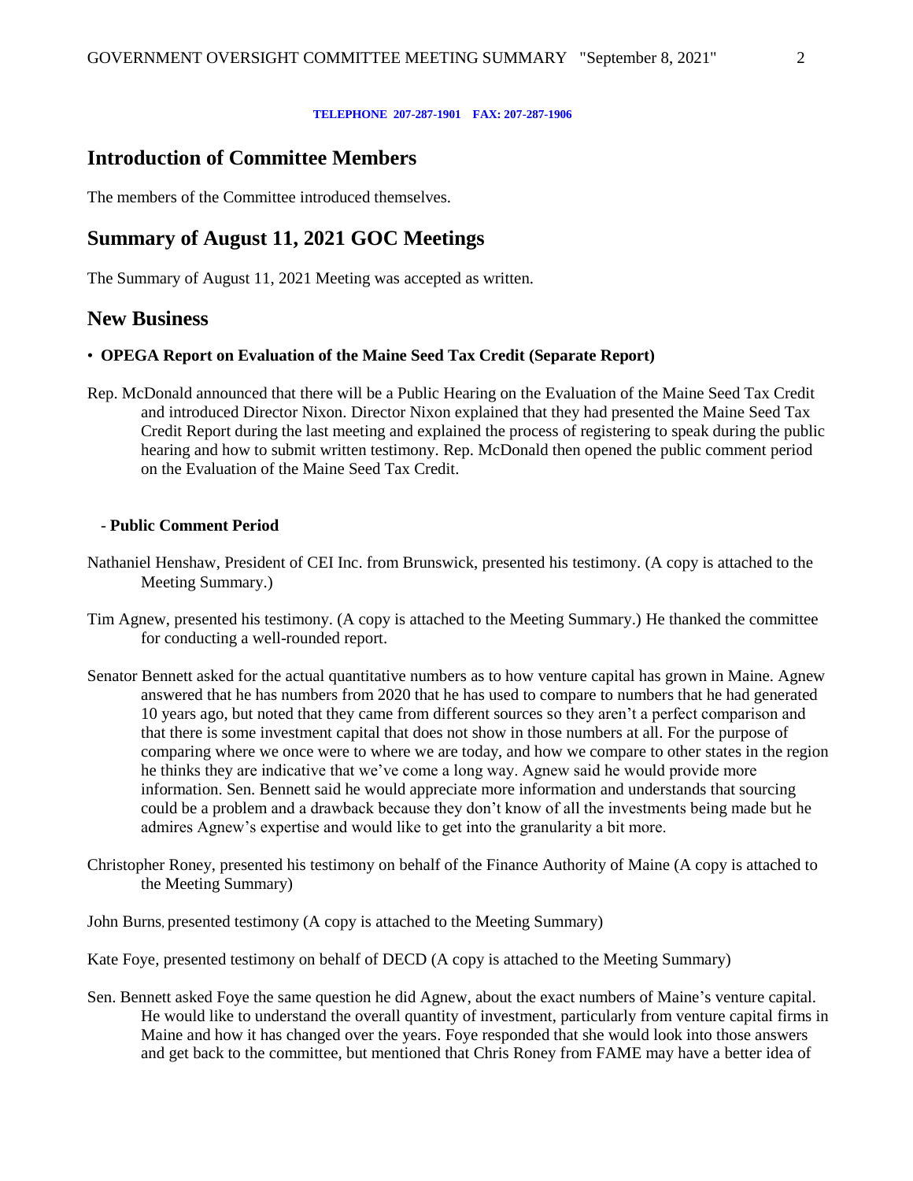**TELEPHONE 207-287-1901 FAX: 207-287-1906**

## Introduction of Committee Members

The members of the Committee introduced themselves.

## Summary of August 11, 2021 GOC Meetings

The Summary of August 11, 2021 Meeting was accepted as written.

## New Business

- **OPEGA Report on Evaluation of the Maine Seed Tax Credit (Separate Report)**

Rep. McDonald announced that there will be a Public Hearing on the Evaluation of the Maine Seed Tax Credit and introduced Director Nixon. Director Nixon explained that they had presented the Maine Seed Tax Credit Report during the last meeting and explained the process of registering to speak during the public hearing and how to submit written testimony. Rep. McDonald then opened the public comment period on the Evaluation of the Maine Seed Tax Credit.

- **Public Comment Period**

Nathaniel Henshaw, President of CEI Inc. from Brunswick, presented his testimony. (A copy is attached to the Meeting Summary.)

Tim Agnew, presented his testimony. (A copy is attached to the Meeting Summary.) He thanked the committee for conducting a well-rounded report.

Senator Bennett asked for the actual quantitative numbers as to how venture capital has grown in Maine. Agnew answered that he has numbers from 2020 that he has used to compare to numbers that he had generated 10 years ago, but noted that they came from different sources so they aren't a perfect comparison and that there is some investment capital that does not show in those numbers at all. For the purpose of comparing where we once were to where we are today, and how we compare to other states in the region he thinks they are indicative that we've come a long way. Agnew said he would provide more information. Sen. Bennett said he would appreciate more information and understands that sourcing could be a problem and a drawback because they don't know of all the investments being made but he admires Agnew's expertise and would like to get into the granularity a bit more.

Christopher Roney, presented his testimony on behalf of the Finance Authority of Maine (A copy is attached to the Meeting Summary)

John Burns, presented testimony (A copy is attached to the Meeting Summary)

Kate Foye, presented testimony on behalf of DECD (A copy is attached to the Meeting Summary)

Sen. Bennett asked Foye the same question he did Agnew, about the exact numbers of Maine's venture capital. He would like to understand the overall quantity of investment, particularly from venture capital firms in Maine and how it has changed over the years. Foye responded that she would look into those answers and get back to the committee, but mentioned that Chris Roney from FAME may have a better idea of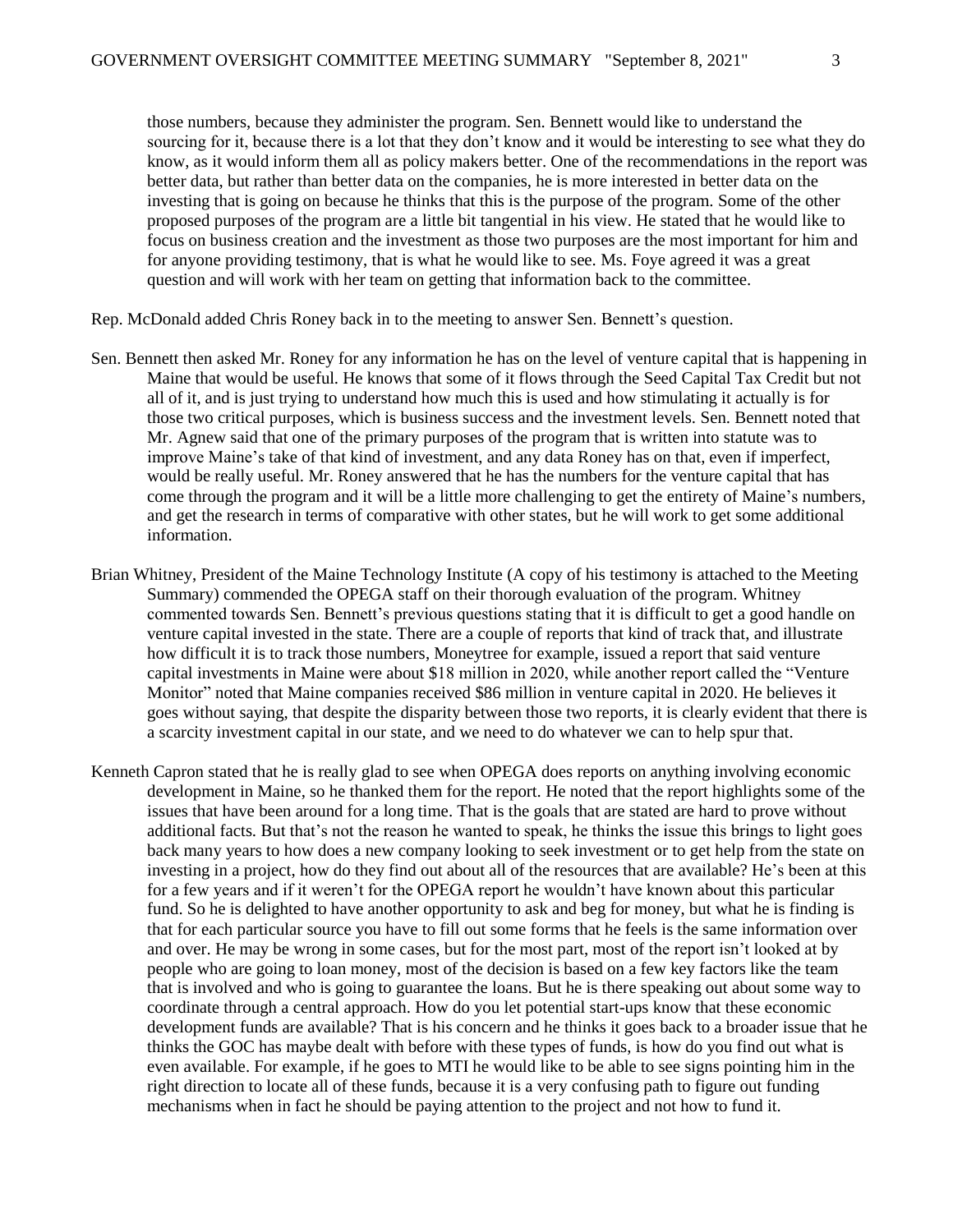those numbers, because they administer the program. Sen. Bennett would like to understand the sourcing for it, because there is a lot that they don't know and it would be interesting to see what they do know, as it would inform them all as policy makers better. One of the recommendations in the report was better data, but rather than better data on the companies, he is more interested in better data on the investing that is going on because he thinks that this is the purpose of the program. Some of the other proposed purposes of the program are a little bit tangential in his view. He stated that he would like to focus on business creation and the investment as those two purposes are the most important for him and for anyone providing testimony, that is what he would like to see. Ms. Foye agreed it was a great question and will work with her team on getting that information back to the committee.

Rep. McDonald added Chris Roney back in to the meeting to answer Sen. Bennett's question.

Sen. Bennett then asked Mr. Roney for any information he has on the level of venture capital that is happening in Maine that would be useful. He knows that some of it flows through the Seed Capital Tax Credit but not all of it, and is just trying to understand how much this is used and how stimulating it actually is for those two critical purposes, which is business success and the investment levels. Sen. Bennett noted that Mr. Agnew said that one of the primary purposes of the program that is written into statute was to improve Maine's take of that kind of investment, and any data Roney has on that, even if imperfect, would be really useful. Mr. Roney answered that he has the numbers for the venture capital that has come through the program and it will be a little more challenging to get the entirety of Maine's numbers, and get the research in terms of comparative with other states, but he will work to get some additional information.

Brian Whitney, President of the Maine Technology Institute (A copy of his testimony is attached to the Meeting Summary) commended the OPEGA staff on their thorough evaluation of the program. Whitney commented towards Sen. Bennett's previous questions stating that it is difficult to get a good handle on venture capital invested in the state. There are a couple of reports that kind of track that, and illustrate how difficult it is to track those numbers, Moneytree for example, issued a report that said venture capital investments in Maine were about $18 million in 2020, while another report called the "Venture Monitor" noted that Maine companies received $86 million in venture capital in 2020. He believes it goes without saying, that despite the disparity between those two reports, it is clearly evident that there is a scarcity investment capital in our state, and we need to do whatever we can to help spur that.

Kenneth Capron stated that he is really glad to see when OPEGA does reports on anything involving economic development in Maine, so he thanked them for the report. He noted that the report highlights some of the issues that have been around for a long time. That is the goals that are stated are hard to prove without additional facts. But that's not the reason he wanted to speak, he thinks the issue this brings to light goes back many years to how does a new company looking to seek investment or to get help from the state on investing in a project, how do they find out about all of the resources that are available? He's been at this for a few years and if it weren't for the OPEGA report he wouldn't have known about this particular fund. So he is delighted to have another opportunity to ask and beg for money, but what he is finding is that for each particular source you have to fill out some forms that he feels is the same information over and over. He may be wrong in some cases, but for the most part, most of the report isn't looked at by people who are going to loan money, most of the decision is based on a few key factors like the team that is involved and who is going to guarantee the loans. But he is there speaking out about some way to coordinate through a central approach. How do you let potential start-ups know that these economic development funds are available? That is his concern and he thinks it goes back to a broader issue that he thinks the GOC has maybe dealt with before with these types of funds, is how do you find out what is even available. For example, if he goes to MTI he would like to be able to see signs pointing him in the right direction to locate all of these funds, because it is a very confusing path to figure out funding mechanisms when in fact he should be paying attention to the project and not how to fund it.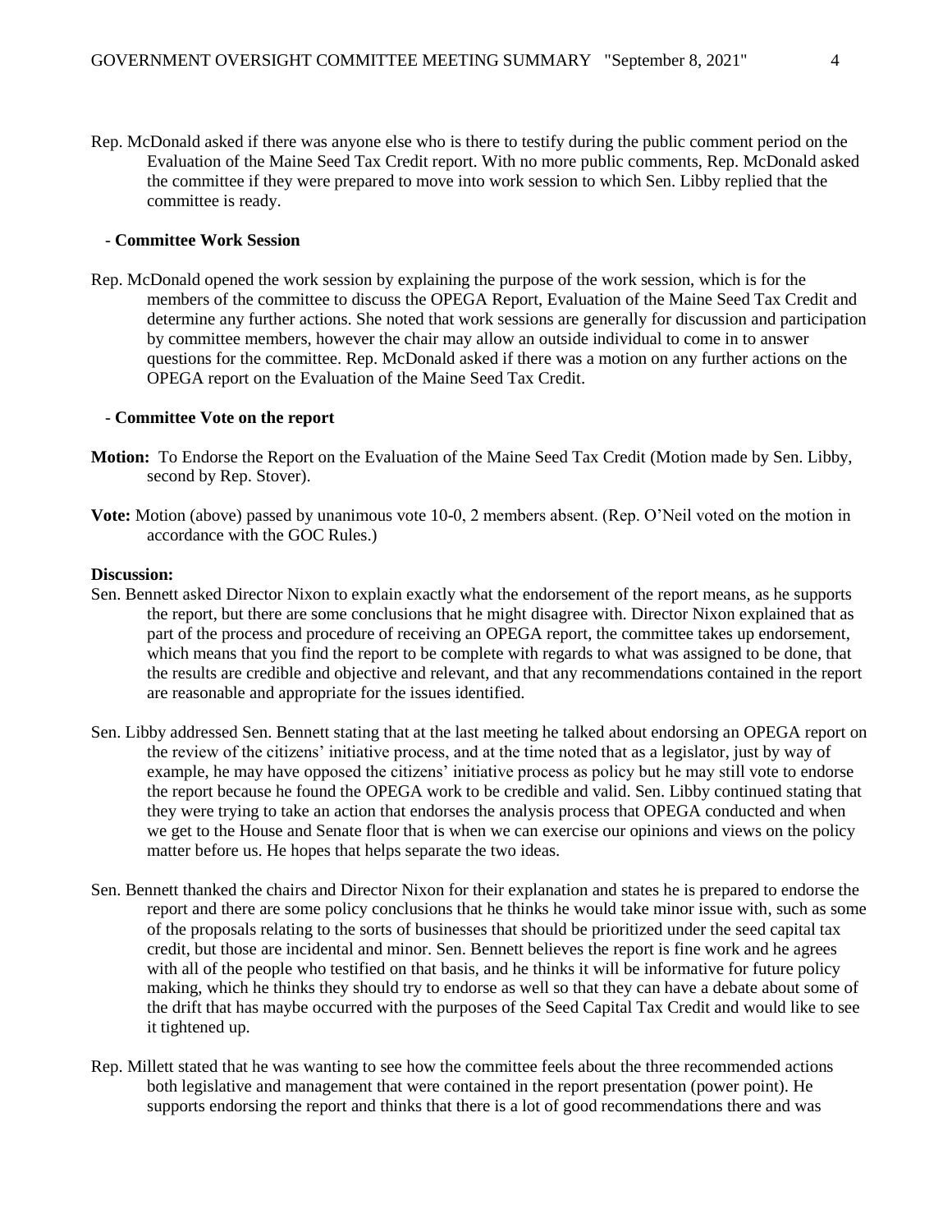Rep. McDonald asked if there was anyone else who is there to testify during the public comment period on the Evaluation of the Maine Seed Tax Credit report. With no more public comments, Rep. McDonald asked the committee if they were prepared to move into work session to which Sen. Libby replied that the committee is ready.

- **Committee Work Session**

Rep. McDonald opened the work session by explaining the purpose of the work session, which is for the members of the committee to discuss the OPEGA Report, Evaluation of the Maine Seed Tax Credit and determine any further actions. She noted that work sessions are generally for discussion and participation by committee members, however the chair may allow an outside individual to come in to answer questions for the committee. Rep. McDonald asked if there was a motion on any further actions on the OPEGA report on the Evaluation of the Maine Seed Tax Credit.

- **Committee Vote on the report**

**Motion:** To Endorse the Report on the Evaluation of the Maine Seed Tax Credit (Motion made by Sen. Libby, second by Rep. Stover).

**Vote:** Motion (above) passed by unanimous vote 10-0, 2 members absent. (Rep. O'Neil voted on the motion in accordance with the GOC Rules.)

**Discussion:**

Sen. Bennett asked Director Nixon to explain exactly what the endorsement of the report means, as he supports the report, but there are some conclusions that he might disagree with. Director Nixon explained that as part of the process and procedure of receiving an OPEGA report, the committee takes up endorsement, which means that you find the report to be complete with regards to what was assigned to be done, that the results are credible and objective and relevant, and that any recommendations contained in the report are reasonable and appropriate for the issues identified.

Sen. Libby addressed Sen. Bennett stating that at the last meeting he talked about endorsing an OPEGA report on the review of the citizens' initiative process, and at the time noted that as a legislator, just by way of example, he may have opposed the citizens' initiative process as policy but he may still vote to endorse the report because he found the OPEGA work to be credible and valid. Sen. Libby continued stating that they were trying to take an action that endorses the analysis process that OPEGA conducted and when we get to the House and Senate floor that is when we can exercise our opinions and views on the policy matter before us. He hopes that helps separate the two ideas.

Sen. Bennett thanked the chairs and Director Nixon for their explanation and states he is prepared to endorse the report and there are some policy conclusions that he thinks he would take minor issue with, such as some of the proposals relating to the sorts of businesses that should be prioritized under the seed capital tax credit, but those are incidental and minor. Sen. Bennett believes the report is fine work and he agrees with all of the people who testified on that basis, and he thinks it will be informative for future policy making, which he thinks they should try to endorse as well so that they can have a debate about some of the drift that has maybe occurred with the purposes of the Seed Capital Tax Credit and would like to see it tightened up.

Rep. Millett stated that he was wanting to see how the committee feels about the three recommended actions both legislative and management that were contained in the report presentation (power point). He supports endorsing the report and thinks that there is a lot of good recommendations there and was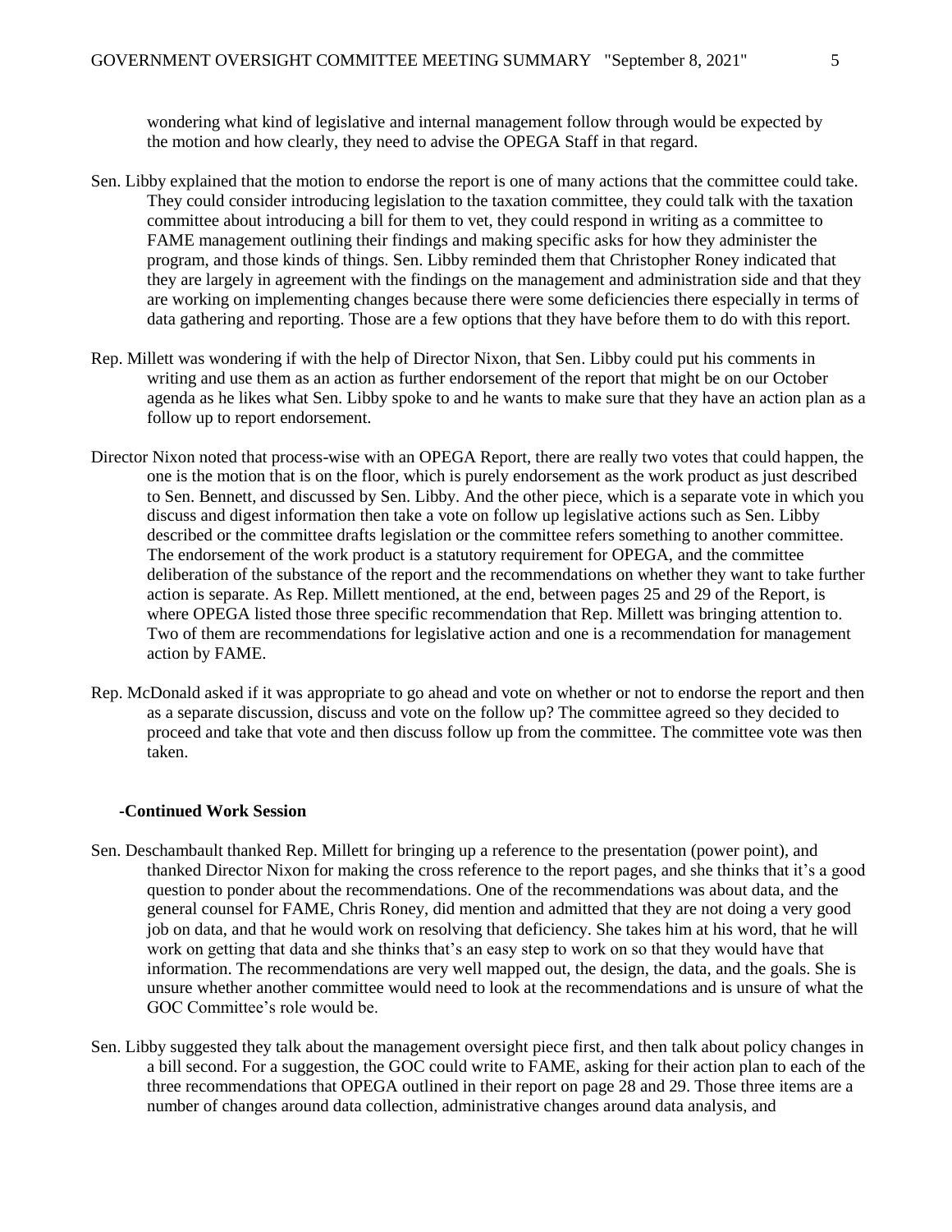wondering what kind of legislative and internal management follow through would be expected by the motion and how clearly, they need to advise the OPEGA Staff in that regard.

Sen. Libby explained that the motion to endorse the report is one of many actions that the committee could take. They could consider introducing legislation to the taxation committee, they could talk with the taxation committee about introducing a bill for them to vet, they could respond in writing as a committee to FAME management outlining their findings and making specific asks for how they administer the program, and those kinds of things. Sen. Libby reminded them that Christopher Roney indicated that they are largely in agreement with the findings on the management and administration side and that they are working on implementing changes because there were some deficiencies there especially in terms of data gathering and reporting. Those are a few options that they have before them to do with this report.

Rep. Millett was wondering if with the help of Director Nixon, that Sen. Libby could put his comments in writing and use them as an action as further endorsement of the report that might be on our October agenda as he likes what Sen. Libby spoke to and he wants to make sure that they have an action plan as a follow up to report endorsement.

Director Nixon noted that process-wise with an OPEGA Report, there are really two votes that could happen, the one is the motion that is on the floor, which is purely endorsement as the work product as just described to Sen. Bennett, and discussed by Sen. Libby. And the other piece, which is a separate vote in which you discuss and digest information then take a vote on follow up legislative actions such as Sen. Libby described or the committee drafts legislation or the committee refers something to another committee. The endorsement of the work product is a statutory requirement for OPEGA, and the committee deliberation of the substance of the report and the recommendations on whether they want to take further action is separate. As Rep. Millett mentioned, at the end, between pages 25 and 29 of the Report, is where OPEGA listed those three specific recommendation that Rep. Millett was bringing attention to. Two of them are recommendations for legislative action and one is a recommendation for management action by FAME.

Rep. McDonald asked if it was appropriate to go ahead and vote on whether or not to endorse the report and then as a separate discussion, discuss and vote on the follow up? The committee agreed so they decided to proceed and take that vote and then discuss follow up from the committee. The committee vote was then taken.

**-Continued Work Session**

Sen. Deschambault thanked Rep. Millett for bringing up a reference to the presentation (power point), and thanked Director Nixon for making the cross reference to the report pages, and she thinks that it's a good question to ponder about the recommendations. One of the recommendations was about data, and the general counsel for FAME, Chris Roney, did mention and admitted that they are not doing a very good job on data, and that he would work on resolving that deficiency. She takes him at his word, that he will work on getting that data and she thinks that's an easy step to work on so that they would have that information. The recommendations are very well mapped out, the design, the data, and the goals. She is unsure whether another committee would need to look at the recommendations and is unsure of what the GOC Committee's role would be.

Sen. Libby suggested they talk about the management oversight piece first, and then talk about policy changes in a bill second. For a suggestion, the GOC could write to FAME, asking for their action plan to each of the three recommendations that OPEGA outlined in their report on page 28 and 29. Those three items are a number of changes around data collection, administrative changes around data analysis, and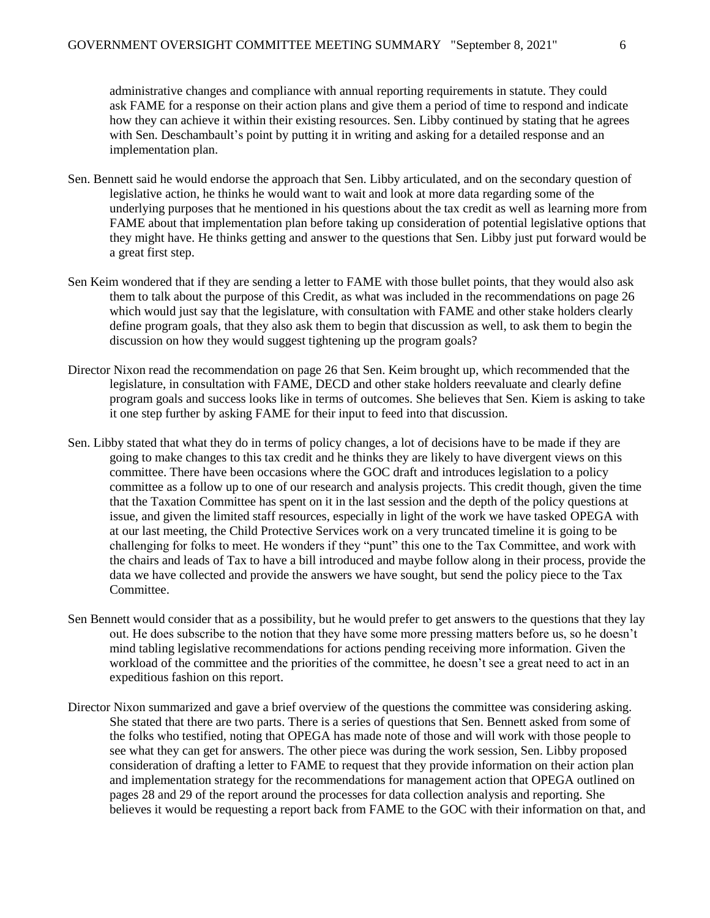administrative changes and compliance with annual reporting requirements in statute. They could ask FAME for a response on their action plans and give them a period of time to respond and indicate how they can achieve it within their existing resources. Sen. Libby continued by stating that he agrees with Sen. Deschambault's point by putting it in writing and asking for a detailed response and an implementation plan.

Sen. Bennett said he would endorse the approach that Sen. Libby articulated, and on the secondary question of legislative action, he thinks he would want to wait and look at more data regarding some of the underlying purposes that he mentioned in his questions about the tax credit as well as learning more from FAME about that implementation plan before taking up consideration of potential legislative options that they might have. He thinks getting and answer to the questions that Sen. Libby just put forward would be a great first step.

Sen Keim wondered that if they are sending a letter to FAME with those bullet points, that they would also ask them to talk about the purpose of this Credit, as what was included in the recommendations on page 26 which would just say that the legislature, with consultation with FAME and other stake holders clearly define program goals, that they also ask them to begin that discussion as well, to ask them to begin the discussion on how they would suggest tightening up the program goals?

Director Nixon read the recommendation on page 26 that Sen. Keim brought up, which recommended that the legislature, in consultation with FAME, DECD and other stake holders reevaluate and clearly define program goals and success looks like in terms of outcomes. She believes that Sen. Kiem is asking to take it one step further by asking FAME for their input to feed into that discussion.

Sen. Libby stated that what they do in terms of policy changes, a lot of decisions have to be made if they are going to make changes to this tax credit and he thinks they are likely to have divergent views on this committee. There have been occasions where the GOC draft and introduces legislation to a policy committee as a follow up to one of our research and analysis projects. This credit though, given the time that the Taxation Committee has spent on it in the last session and the depth of the policy questions at issue, and given the limited staff resources, especially in light of the work we have tasked OPEGA with at our last meeting, the Child Protective Services work on a very truncated timeline it is going to be challenging for folks to meet. He wonders if they "punt" this one to the Tax Committee, and work with the chairs and leads of Tax to have a bill introduced and maybe follow along in their process, provide the data we have collected and provide the answers we have sought, but send the policy piece to the Tax Committee.

Sen Bennett would consider that as a possibility, but he would prefer to get answers to the questions that they lay out. He does subscribe to the notion that they have some more pressing matters before us, so he doesn't mind tabling legislative recommendations for actions pending receiving more information. Given the workload of the committee and the priorities of the committee, he doesn't see a great need to act in an expeditious fashion on this report.

Director Nixon summarized and gave a brief overview of the questions the committee was considering asking. She stated that there are two parts. There is a series of questions that Sen. Bennett asked from some of the folks who testified, noting that OPEGA has made note of those and will work with those people to see what they can get for answers. The other piece was during the work session, Sen. Libby proposed consideration of drafting a letter to FAME to request that they provide information on their action plan and implementation strategy for the recommendations for management action that OPEGA outlined on pages 28 and 29 of the report around the processes for data collection analysis and reporting. She believes it would be requesting a report back from FAME to the GOC with their information on that, and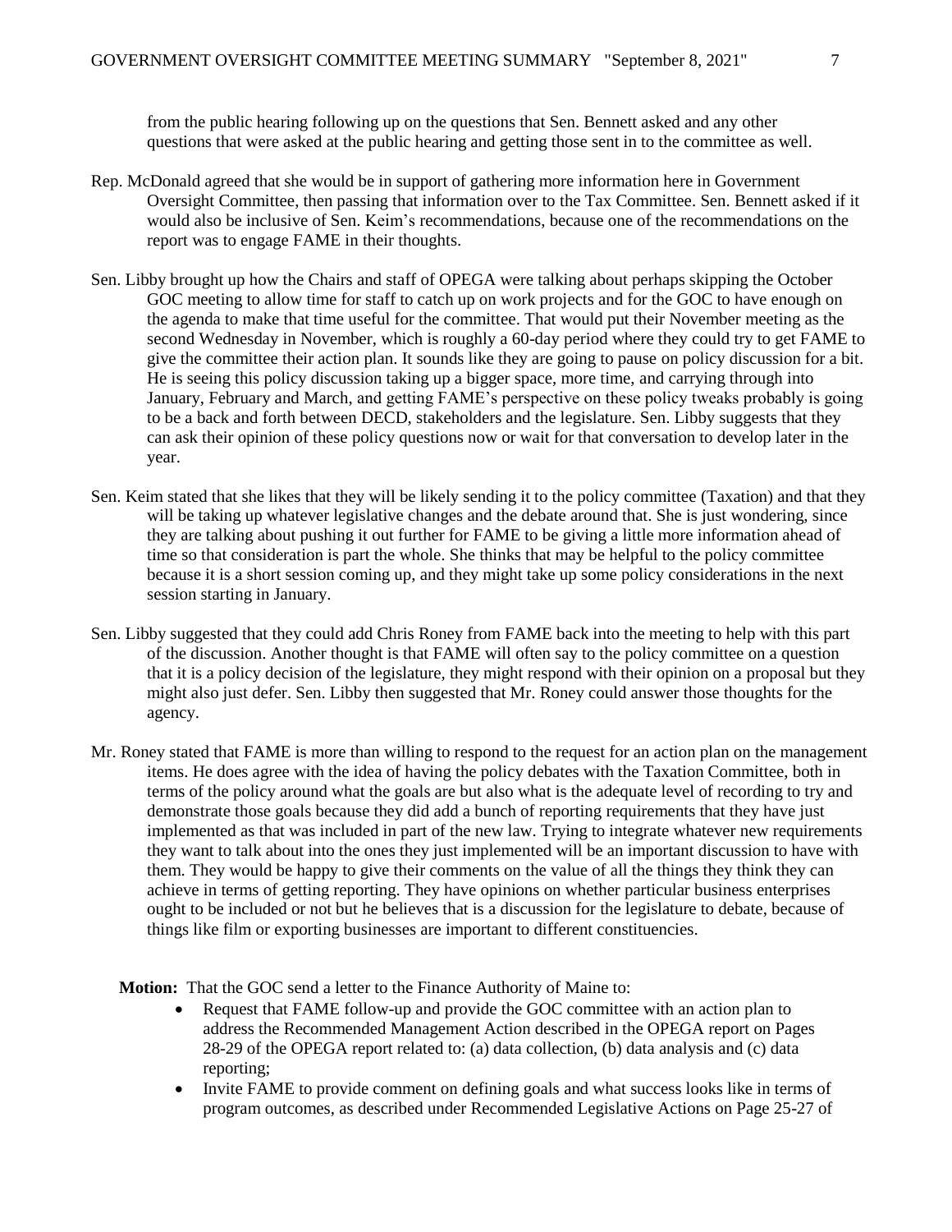from the public hearing following up on the questions that Sen. Bennett asked and any other questions that were asked at the public hearing and getting those sent in to the committee as well.

Rep. McDonald agreed that she would be in support of gathering more information here in Government Oversight Committee, then passing that information over to the Tax Committee. Sen. Bennett asked if it would also be inclusive of Sen. Keim's recommendations, because one of the recommendations on the report was to engage FAME in their thoughts.

Sen. Libby brought up how the Chairs and staff of OPEGA were talking about perhaps skipping the October GOC meeting to allow time for staff to catch up on work projects and for the GOC to have enough on the agenda to make that time useful for the committee. That would put their November meeting as the second Wednesday in November, which is roughly a 60-day period where they could try to get FAME to give the committee their action plan. It sounds like they are going to pause on policy discussion for a bit. He is seeing this policy discussion taking up a bigger space, more time, and carrying through into January, February and March, and getting FAME's perspective on these policy tweaks probably is going to be a back and forth between DECD, stakeholders and the legislature. Sen. Libby suggests that they can ask their opinion of these policy questions now or wait for that conversation to develop later in the year.

Sen. Keim stated that she likes that they will be likely sending it to the policy committee (Taxation) and that they will be taking up whatever legislative changes and the debate around that. She is just wondering, since they are talking about pushing it out further for FAME to be giving a little more information ahead of time so that consideration is part the whole. She thinks that may be helpful to the policy committee because it is a short session coming up, and they might take up some policy considerations in the next session starting in January.

Sen. Libby suggested that they could add Chris Roney from FAME back into the meeting to help with this part of the discussion. Another thought is that FAME will often say to the policy committee on a question that it is a policy decision of the legislature, they might respond with their opinion on a proposal but they might also just defer. Sen. Libby then suggested that Mr. Roney could answer those thoughts for the agency.

Mr. Roney stated that FAME is more than willing to respond to the request for an action plan on the management items. He does agree with the idea of having the policy debates with the Taxation Committee, both in terms of the policy around what the goals are but also what is the adequate level of recording to try and demonstrate those goals because they did add a bunch of reporting requirements that they have just implemented as that was included in part of the new law. Trying to integrate whatever new requirements they want to talk about into the ones they just implemented will be an important discussion to have with them. They would be happy to give their comments on the value of all the things they think they can achieve in terms of getting reporting. They have opinions on whether particular business enterprises ought to be included or not but he believes that is a discussion for the legislature to debate, because of things like film or exporting businesses are important to different constituencies.

**Motion:** That the GOC send a letter to the Finance Authority of Maine to:

- Request that FAME follow-up and provide the GOC committee with an action plan to address the Recommended Management Action described in the OPEGA report on Pages 28-29 of the OPEGA report related to: (a) data collection, (b) data analysis and (c) data reporting;
- Invite FAME to provide comment on defining goals and what success looks like in terms of program outcomes, as described under Recommended Legislative Actions on Page 25-27 of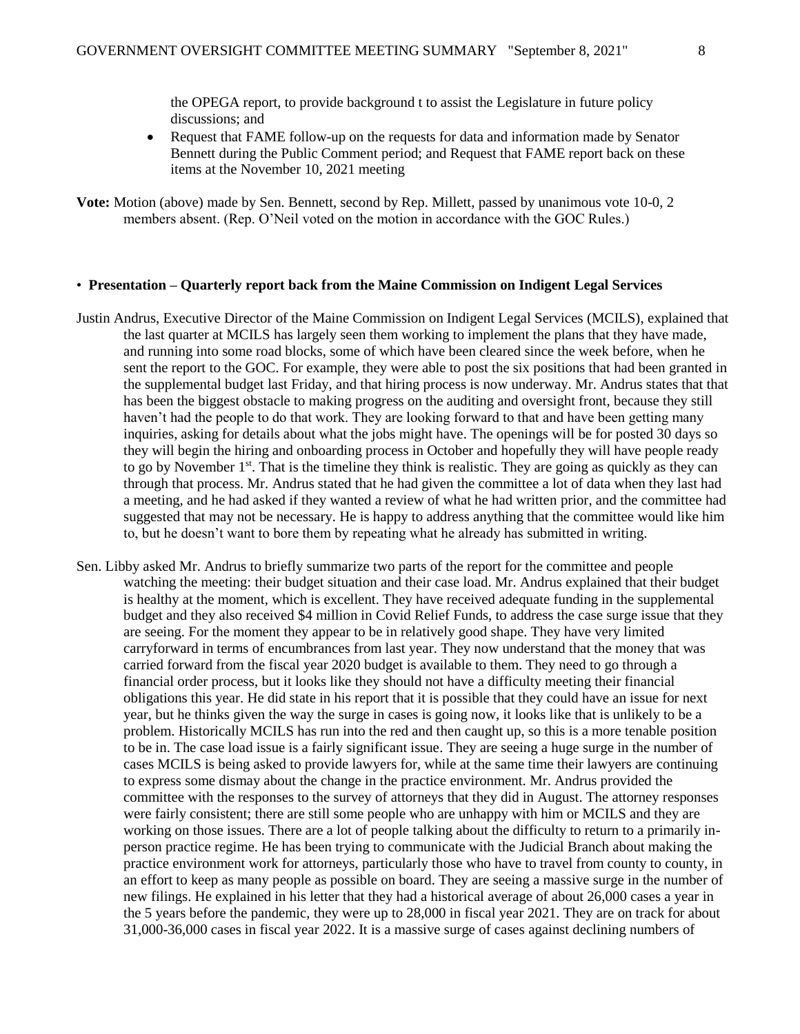the OPEGA report, to provide background t to assist the Legislature in future policy discussions; and

- Request that FAME follow-up on the requests for data and information made by Senator Bennett during the Public Comment period; and Request that FAME report back on these items at the November 10, 2021 meeting

**Vote:** Motion (above) made by Sen. Bennett, second by Rep. Millett, passed by unanimous vote 10-0, 2 members absent. (Rep. O'Neil voted on the motion in accordance with the GOC Rules.)

- **Presentation – Quarterly report back from the Maine Commission on Indigent Legal Services**

Justin Andrus, Executive Director of the Maine Commission on Indigent Legal Services (MCILS), explained that the last quarter at MCILS has largely seen them working to implement the plans that they have made, and running into some road blocks, some of which have been cleared since the week before, when he sent the report to the GOC. For example, they were able to post the six positions that had been granted in the supplemental budget last Friday, and that hiring process is now underway. Mr. Andrus states that that has been the biggest obstacle to making progress on the auditing and oversight front, because they still haven't had the people to do that work. They are looking forward to that and have been getting many inquiries, asking for details about what the jobs might have. The openings will be for posted 30 days so they will begin the hiring and onboarding process in October and hopefully they will have people ready to go by November 1st. That is the timeline they think is realistic. They are going as quickly as they can through that process. Mr. Andrus stated that he had given the committee a lot of data when they last had a meeting, and he had asked if they wanted a review of what he had written prior, and the committee had suggested that may not be necessary. He is happy to address anything that the committee would like him to, but he doesn't want to bore them by repeating what he already has submitted in writing.

Sen. Libby asked Mr. Andrus to briefly summarize two parts of the report for the committee and people watching the meeting: their budget situation and their case load. Mr. Andrus explained that their budget is healthy at the moment, which is excellent. They have received adequate funding in the supplemental budget and they also received $4 million in Covid Relief Funds, to address the case surge issue that they are seeing. For the moment they appear to be in relatively good shape. They have very limited carryforward in terms of encumbrances from last year. They now understand that the money that was carried forward from the fiscal year 2020 budget is available to them. They need to go through a financial order process, but it looks like they should not have a difficulty meeting their financial obligations this year. He did state in his report that it is possible that they could have an issue for next year, but he thinks given the way the surge in cases is going now, it looks like that is unlikely to be a problem. Historically MCILS has run into the red and then caught up, so this is a more tenable position to be in. The case load issue is a fairly significant issue. They are seeing a huge surge in the number of cases MCILS is being asked to provide lawyers for, while at the same time their lawyers are continuing to express some dismay about the change in the practice environment. Mr. Andrus provided the committee with the responses to the survey of attorneys that they did in August. The attorney responses were fairly consistent; there are still some people who are unhappy with him or MCILS and they are working on those issues. There are a lot of people talking about the difficulty to return to a primarily in-person practice regime. He has been trying to communicate with the Judicial Branch about making the practice environment work for attorneys, particularly those who have to travel from county to county, in an effort to keep as many people as possible on board. They are seeing a massive surge in the number of new filings. He explained in his letter that they had a historical average of about 26,000 cases a year in the 5 years before the pandemic, they were up to 28,000 in fiscal year 2021. They are on track for about 31,000-36,000 cases in fiscal year 2022. It is a massive surge of cases against declining numbers of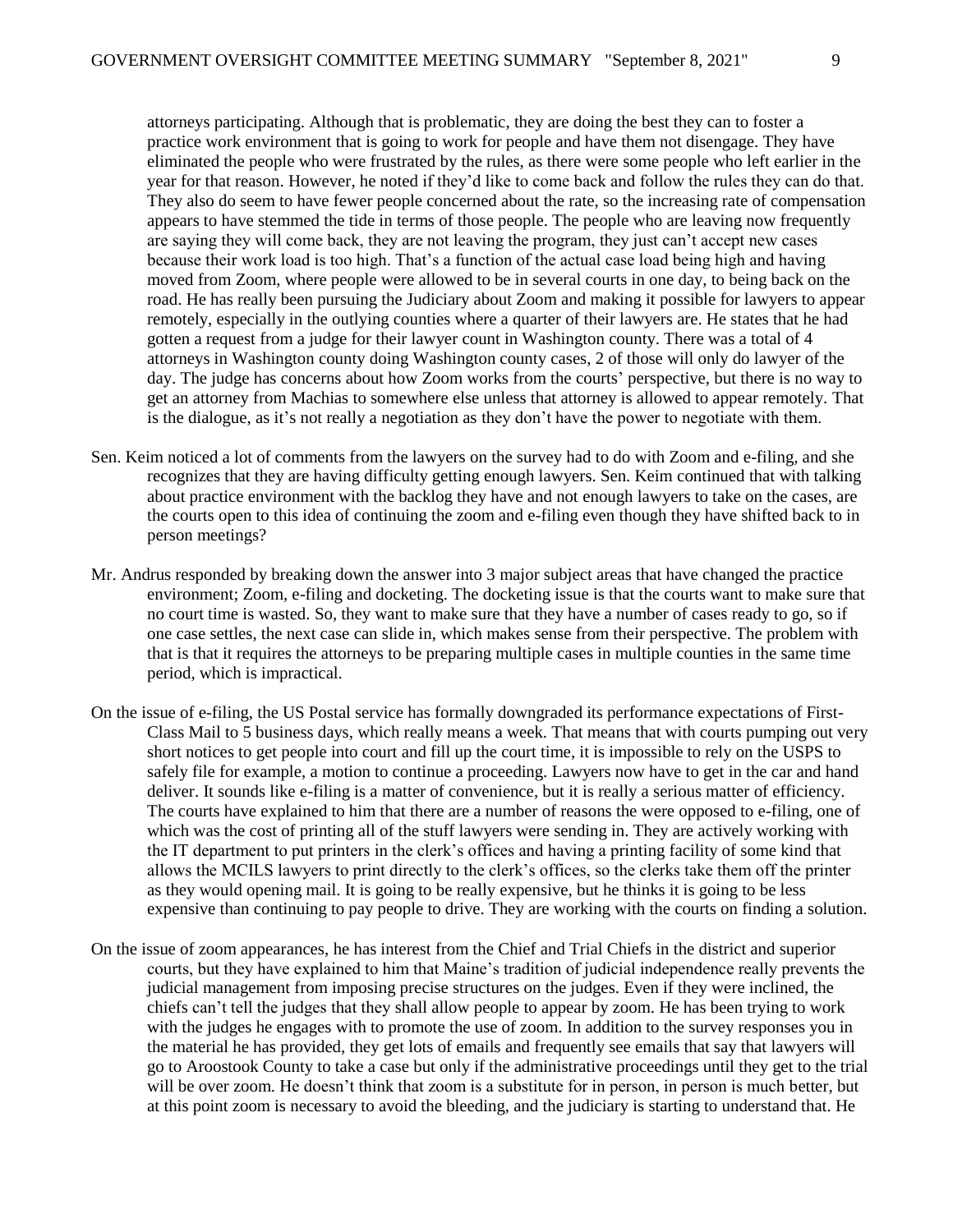attorneys participating. Although that is problematic, they are doing the best they can to foster a practice work environment that is going to work for people and have them not disengage. They have eliminated the people who were frustrated by the rules, as there were some people who left earlier in the year for that reason. However, he noted if they'd like to come back and follow the rules they can do that. They also do seem to have fewer people concerned about the rate, so the increasing rate of compensation appears to have stemmed the tide in terms of those people. The people who are leaving now frequently are saying they will come back, they are not leaving the program, they just can't accept new cases because their work load is too high. That's a function of the actual case load being high and having moved from Zoom, where people were allowed to be in several courts in one day, to being back on the road. He has really been pursuing the Judiciary about Zoom and making it possible for lawyers to appear remotely, especially in the outlying counties where a quarter of their lawyers are. He states that he had gotten a request from a judge for their lawyer count in Washington county. There was a total of 4 attorneys in Washington county doing Washington county cases, 2 of those will only do lawyer of the day. The judge has concerns about how Zoom works from the courts' perspective, but there is no way to get an attorney from Machias to somewhere else unless that attorney is allowed to appear remotely. That is the dialogue, as it's not really a negotiation as they don't have the power to negotiate with them.

Sen. Keim noticed a lot of comments from the lawyers on the survey had to do with Zoom and e-filing, and she recognizes that they are having difficulty getting enough lawyers. Sen. Keim continued that with talking about practice environment with the backlog they have and not enough lawyers to take on the cases, are the courts open to this idea of continuing the zoom and e-filing even though they have shifted back to in person meetings?

Mr. Andrus responded by breaking down the answer into 3 major subject areas that have changed the practice environment; Zoom, e-filing and docketing. The docketing issue is that the courts want to make sure that no court time is wasted. So, they want to make sure that they have a number of cases ready to go, so if one case settles, the next case can slide in, which makes sense from their perspective. The problem with that is that it requires the attorneys to be preparing multiple cases in multiple counties in the same time period, which is impractical.

On the issue of e-filing, the US Postal service has formally downgraded its performance expectations of First-Class Mail to 5 business days, which really means a week. That means that with courts pumping out very short notices to get people into court and fill up the court time, it is impossible to rely on the USPS to safely file for example, a motion to continue a proceeding. Lawyers now have to get in the car and hand deliver. It sounds like e-filing is a matter of convenience, but it is really a serious matter of efficiency. The courts have explained to him that there are a number of reasons the were opposed to e-filing, one of which was the cost of printing all of the stuff lawyers were sending in. They are actively working with the IT department to put printers in the clerk's offices and having a printing facility of some kind that allows the MCILS lawyers to print directly to the clerk's offices, so the clerks take them off the printer as they would opening mail. It is going to be really expensive, but he thinks it is going to be less expensive than continuing to pay people to drive. They are working with the courts on finding a solution.

On the issue of zoom appearances, he has interest from the Chief and Trial Chiefs in the district and superior courts, but they have explained to him that Maine's tradition of judicial independence really prevents the judicial management from imposing precise structures on the judges. Even if they were inclined, the chiefs can't tell the judges that they shall allow people to appear by zoom. He has been trying to work with the judges he engages with to promote the use of zoom. In addition to the survey responses you in the material he has provided, they get lots of emails and frequently see emails that say that lawyers will go to Aroostook County to take a case but only if the administrative proceedings until they get to the trial will be over zoom. He doesn't think that zoom is a substitute for in person, in person is much better, but at this point zoom is necessary to avoid the bleeding, and the judiciary is starting to understand that. He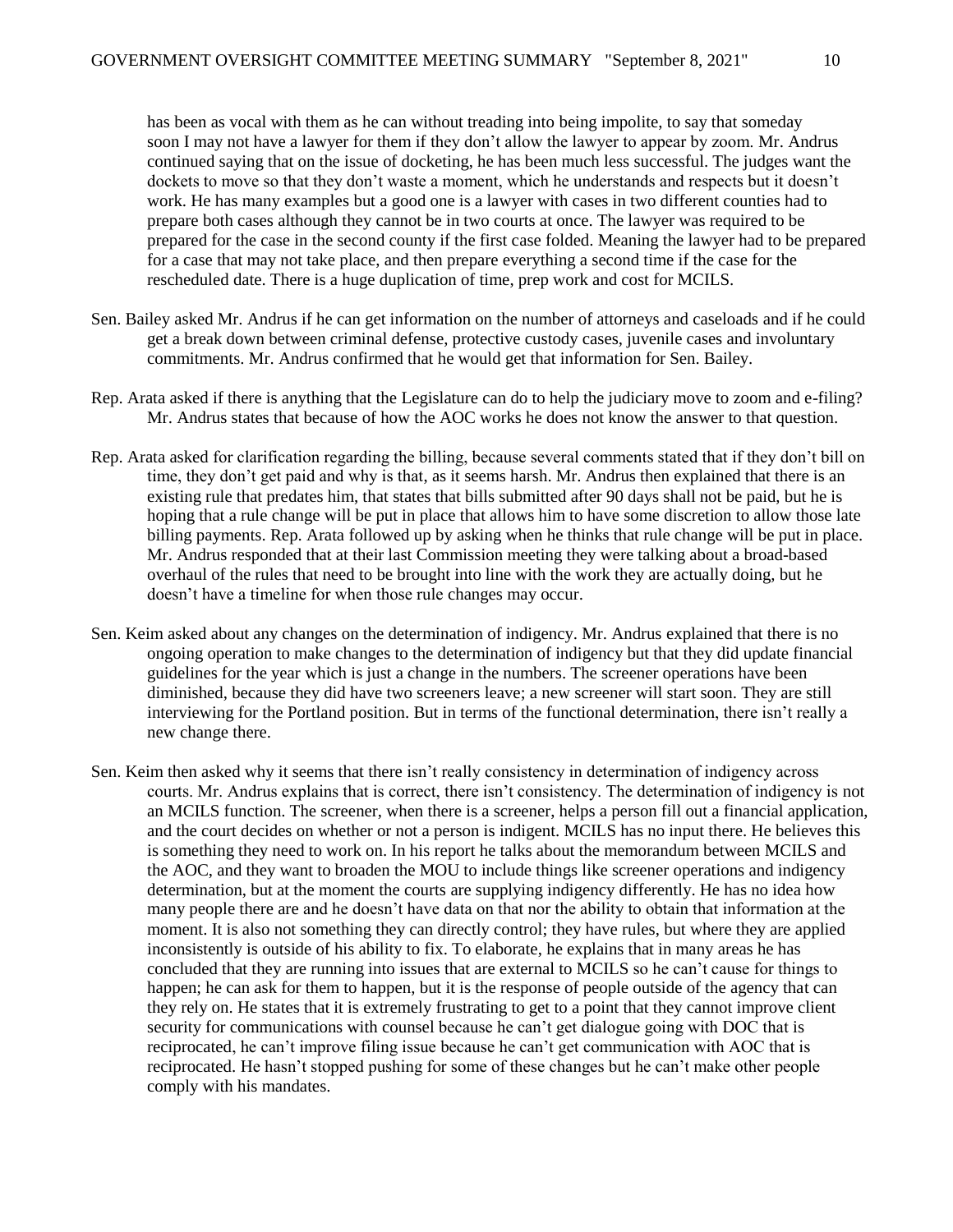has been as vocal with them as he can without treading into being impolite, to say that someday soon I may not have a lawyer for them if they don't allow the lawyer to appear by zoom. Mr. Andrus continued saying that on the issue of docketing, he has been much less successful. The judges want the dockets to move so that they don't waste a moment, which he understands and respects but it doesn't work. He has many examples but a good one is a lawyer with cases in two different counties had to prepare both cases although they cannot be in two courts at once. The lawyer was required to be prepared for the case in the second county if the first case folded. Meaning the lawyer had to be prepared for a case that may not take place, and then prepare everything a second time if the case for the rescheduled date. There is a huge duplication of time, prep work and cost for MCILS.

Sen. Bailey asked Mr. Andrus if he can get information on the number of attorneys and caseloads and if he could get a break down between criminal defense, protective custody cases, juvenile cases and involuntary commitments. Mr. Andrus confirmed that he would get that information for Sen. Bailey.

Rep. Arata asked if there is anything that the Legislature can do to help the judiciary move to zoom and e-filing? Mr. Andrus states that because of how the AOC works he does not know the answer to that question.

Rep. Arata asked for clarification regarding the billing, because several comments stated that if they don't bill on time, they don't get paid and why is that, as it seems harsh. Mr. Andrus then explained that there is an existing rule that predates him, that states that bills submitted after 90 days shall not be paid, but he is hoping that a rule change will be put in place that allows him to have some discretion to allow those late billing payments. Rep. Arata followed up by asking when he thinks that rule change will be put in place. Mr. Andrus responded that at their last Commission meeting they were talking about a broad-based overhaul of the rules that need to be brought into line with the work they are actually doing, but he doesn't have a timeline for when those rule changes may occur.

Sen. Keim asked about any changes on the determination of indigency. Mr. Andrus explained that there is no ongoing operation to make changes to the determination of indigency but that they did update financial guidelines for the year which is just a change in the numbers. The screener operations have been diminished, because they did have two screeners leave; a new screener will start soon. They are still interviewing for the Portland position. But in terms of the functional determination, there isn't really a new change there.

Sen. Keim then asked why it seems that there isn't really consistency in determination of indigency across courts. Mr. Andrus explains that is correct, there isn't consistency. The determination of indigency is not an MCILS function. The screener, when there is a screener, helps a person fill out a financial application, and the court decides on whether or not a person is indigent. MCILS has no input there. He believes this is something they need to work on. In his report he talks about the memorandum between MCILS and the AOC, and they want to broaden the MOU to include things like screener operations and indigency determination, but at the moment the courts are supplying indigency differently. He has no idea how many people there are and he doesn't have data on that nor the ability to obtain that information at the moment. It is also not something they can directly control; they have rules, but where they are applied inconsistently is outside of his ability to fix. To elaborate, he explains that in many areas he has concluded that they are running into issues that are external to MCILS so he can't cause for things to happen; he can ask for them to happen, but it is the response of people outside of the agency that can they rely on. He states that it is extremely frustrating to get to a point that they cannot improve client security for communications with counsel because he can't get dialogue going with DOC that is reciprocated, he can't improve filing issue because he can't get communication with AOC that is reciprocated. He hasn't stopped pushing for some of these changes but he can't make other people comply with his mandates.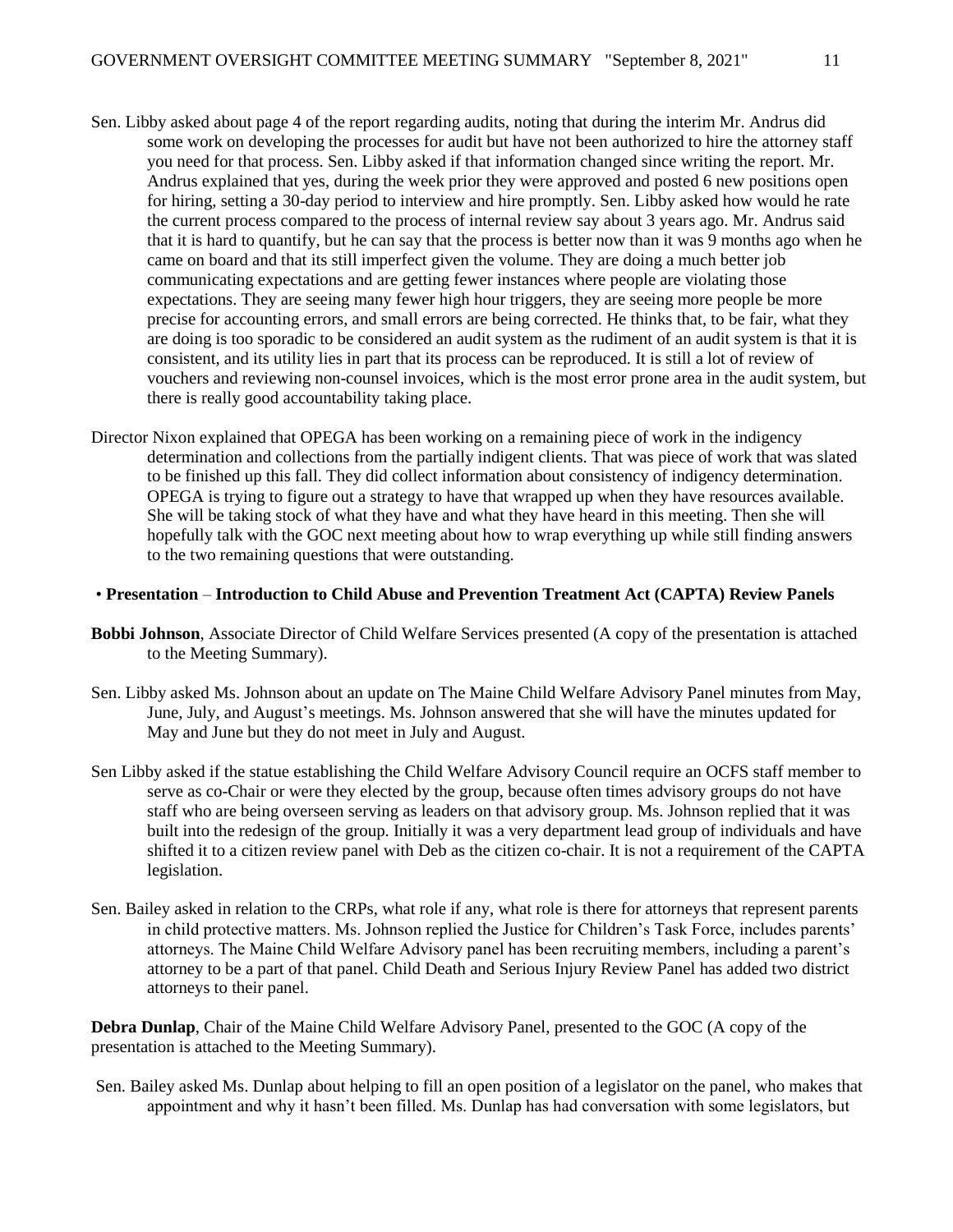Sen. Libby asked about page 4 of the report regarding audits, noting that during the interim Mr. Andrus did some work on developing the processes for audit but have not been authorized to hire the attorney staff you need for that process. Sen. Libby asked if that information changed since writing the report. Mr. Andrus explained that yes, during the week prior they were approved and posted 6 new positions open for hiring, setting a 30-day period to interview and hire promptly. Sen. Libby asked how would he rate the current process compared to the process of internal review say about 3 years ago. Mr. Andrus said that it is hard to quantify, but he can say that the process is better now than it was 9 months ago when he came on board and that its still imperfect given the volume. They are doing a much better job communicating expectations and are getting fewer instances where people are violating those expectations. They are seeing many fewer high hour triggers, they are seeing more people be more precise for accounting errors, and small errors are being corrected. He thinks that, to be fair, what they are doing is too sporadic to be considered an audit system as the rudiment of an audit system is that it is consistent, and its utility lies in part that its process can be reproduced. It is still a lot of review of vouchers and reviewing non-counsel invoices, which is the most error prone area in the audit system, but there is really good accountability taking place.

Director Nixon explained that OPEGA has been working on a remaining piece of work in the indigency determination and collections from the partially indigent clients. That was piece of work that was slated to be finished up this fall. They did collect information about consistency of indigency determination. OPEGA is trying to figure out a strategy to have that wrapped up when they have resources available. She will be taking stock of what they have and what they have heard in this meeting. Then she will hopefully talk with the GOC next meeting about how to wrap everything up while still finding answers to the two remaining questions that were outstanding.

- **Presentation** – **Introduction to Child Abuse and Prevention Treatment Act (CAPTA) Review Panels**

**Bobbi Johnson**, Associate Director of Child Welfare Services presented (A copy of the presentation is attached to the Meeting Summary).

Sen. Libby asked Ms. Johnson about an update on The Maine Child Welfare Advisory Panel minutes from May, June, July, and August's meetings. Ms. Johnson answered that she will have the minutes updated for May and June but they do not meet in July and August.

Sen Libby asked if the statue establishing the Child Welfare Advisory Council require an OCFS staff member to serve as co-Chair or were they elected by the group, because often times advisory groups do not have staff who are being overseen serving as leaders on that advisory group. Ms. Johnson replied that it was built into the redesign of the group. Initially it was a very department lead group of individuals and have shifted it to a citizen review panel with Deb as the citizen co-chair. It is not a requirement of the CAPTA legislation.

Sen. Bailey asked in relation to the CRPs, what role if any, what role is there for attorneys that represent parents in child protective matters. Ms. Johnson replied the Justice for Children's Task Force, includes parents' attorneys. The Maine Child Welfare Advisory panel has been recruiting members, including a parent's attorney to be a part of that panel. Child Death and Serious Injury Review Panel has added two district attorneys to their panel.

**Debra Dunlap**, Chair of the Maine Child Welfare Advisory Panel, presented to the GOC (A copy of the presentation is attached to the Meeting Summary).

Sen. Bailey asked Ms. Dunlap about helping to fill an open position of a legislator on the panel, who makes that appointment and why it hasn't been filled. Ms. Dunlap has had conversation with some legislators, but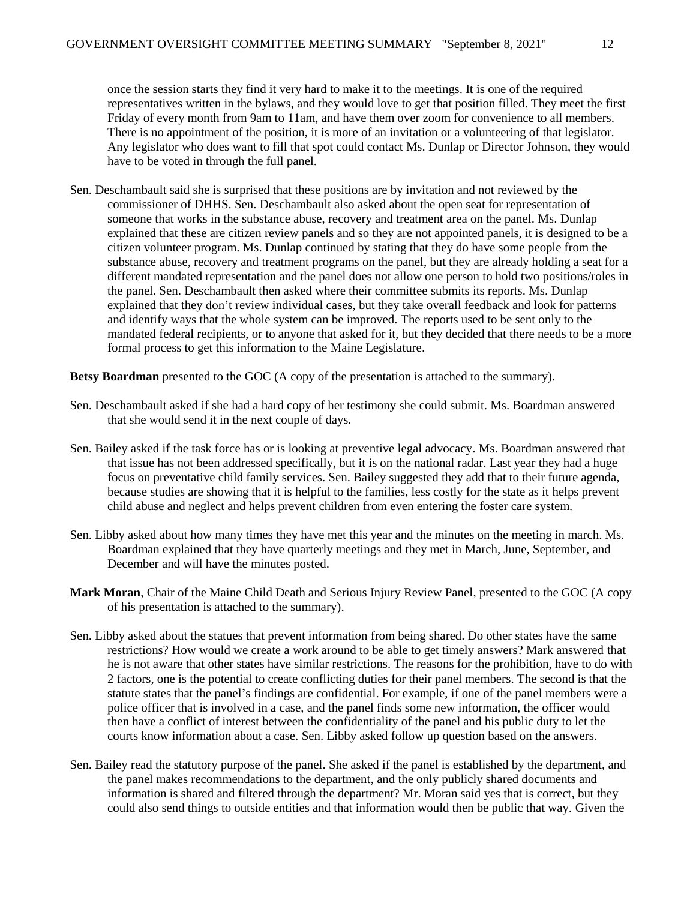once the session starts they find it very hard to make it to the meetings. It is one of the required representatives written in the bylaws, and they would love to get that position filled. They meet the first Friday of every month from 9am to 11am, and have them over zoom for convenience to all members. There is no appointment of the position, it is more of an invitation or a volunteering of that legislator. Any legislator who does want to fill that spot could contact Ms. Dunlap or Director Johnson, they would have to be voted in through the full panel.

Sen. Deschambault said she is surprised that these positions are by invitation and not reviewed by the commissioner of DHHS. Sen. Deschambault also asked about the open seat for representation of someone that works in the substance abuse, recovery and treatment area on the panel. Ms. Dunlap explained that these are citizen review panels and so they are not appointed panels, it is designed to be a citizen volunteer program. Ms. Dunlap continued by stating that they do have some people from the substance abuse, recovery and treatment programs on the panel, but they are already holding a seat for a different mandated representation and the panel does not allow one person to hold two positions/roles in the panel. Sen. Deschambault then asked where their committee submits its reports. Ms. Dunlap explained that they don't review individual cases, but they take overall feedback and look for patterns and identify ways that the whole system can be improved. The reports used to be sent only to the mandated federal recipients, or to anyone that asked for it, but they decided that there needs to be a more formal process to get this information to the Maine Legislature.

**Betsy Boardman** presented to the GOC (A copy of the presentation is attached to the summary).

Sen. Deschambault asked if she had a hard copy of her testimony she could submit. Ms. Boardman answered that she would send it in the next couple of days.

Sen. Bailey asked if the task force has or is looking at preventive legal advocacy. Ms. Boardman answered that that issue has not been addressed specifically, but it is on the national radar. Last year they had a huge focus on preventative child family services. Sen. Bailey suggested they add that to their future agenda, because studies are showing that it is helpful to the families, less costly for the state as it helps prevent child abuse and neglect and helps prevent children from even entering the foster care system.

Sen. Libby asked about how many times they have met this year and the minutes on the meeting in march. Ms. Boardman explained that they have quarterly meetings and they met in March, June, September, and December and will have the minutes posted.

**Mark Moran**, Chair of the Maine Child Death and Serious Injury Review Panel, presented to the GOC (A copy of his presentation is attached to the summary).

Sen. Libby asked about the statues that prevent information from being shared. Do other states have the same restrictions? How would we create a work around to be able to get timely answers? Mark answered that he is not aware that other states have similar restrictions. The reasons for the prohibition, have to do with 2 factors, one is the potential to create conflicting duties for their panel members. The second is that the statute states that the panel's findings are confidential. For example, if one of the panel members were a police officer that is involved in a case, and the panel finds some new information, the officer would then have a conflict of interest between the confidentiality of the panel and his public duty to let the courts know information about a case. Sen. Libby asked follow up question based on the answers.

Sen. Bailey read the statutory purpose of the panel. She asked if the panel is established by the department, and the panel makes recommendations to the department, and the only publicly shared documents and information is shared and filtered through the department? Mr. Moran said yes that is correct, but they could also send things to outside entities and that information would then be public that way. Given the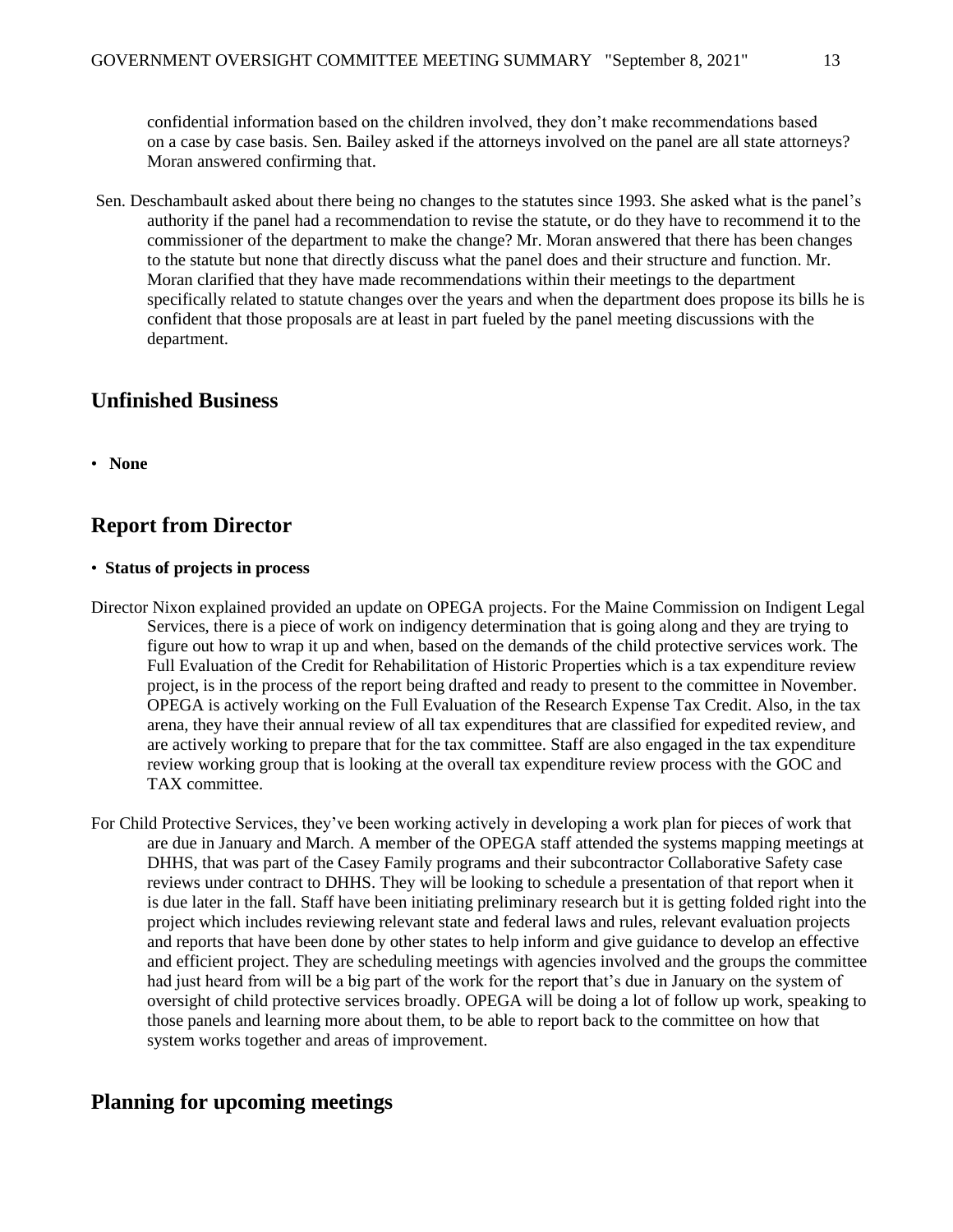confidential information based on the children involved, they don't make recommendations based on a case by case basis. Sen. Bailey asked if the attorneys involved on the panel are all state attorneys? Moran answered confirming that.

Sen. Deschambault asked about there being no changes to the statutes since 1993. She asked what is the panel's authority if the panel had a recommendation to revise the statute, or do they have to recommend it to the commissioner of the department to make the change? Mr. Moran answered that there has been changes to the statute but none that directly discuss what the panel does and their structure and function. Mr. Moran clarified that they have made recommendations within their meetings to the department specifically related to statute changes over the years and when the department does propose its bills he is confident that those proposals are at least in part fueled by the panel meeting discussions with the department.

## Unfinished Business

- **None**

## Report from Director

- **Status of projects in process**

Director Nixon explained provided an update on OPEGA projects. For the Maine Commission on Indigent Legal Services, there is a piece of work on indigency determination that is going along and they are trying to figure out how to wrap it up and when, based on the demands of the child protective services work. The Full Evaluation of the Credit for Rehabilitation of Historic Properties which is a tax expenditure review project, is in the process of the report being drafted and ready to present to the committee in November. OPEGA is actively working on the Full Evaluation of the Research Expense Tax Credit. Also, in the tax arena, they have their annual review of all tax expenditures that are classified for expedited review, and are actively working to prepare that for the tax committee. Staff are also engaged in the tax expenditure review working group that is looking at the overall tax expenditure review process with the GOC and TAX committee.

For Child Protective Services, they've been working actively in developing a work plan for pieces of work that are due in January and March. A member of the OPEGA staff attended the systems mapping meetings at DHHS, that was part of the Casey Family programs and their subcontractor Collaborative Safety case reviews under contract to DHHS. They will be looking to schedule a presentation of that report when it is due later in the fall. Staff have been initiating preliminary research but it is getting folded right into the project which includes reviewing relevant state and federal laws and rules, relevant evaluation projects and reports that have been done by other states to help inform and give guidance to develop an effective and efficient project. They are scheduling meetings with agencies involved and the groups the committee had just heard from will be a big part of the work for the report that's due in January on the system of oversight of child protective services broadly. OPEGA will be doing a lot of follow up work, speaking to those panels and learning more about them, to be able to report back to the committee on how that system works together and areas of improvement.

## Planning for upcoming meetings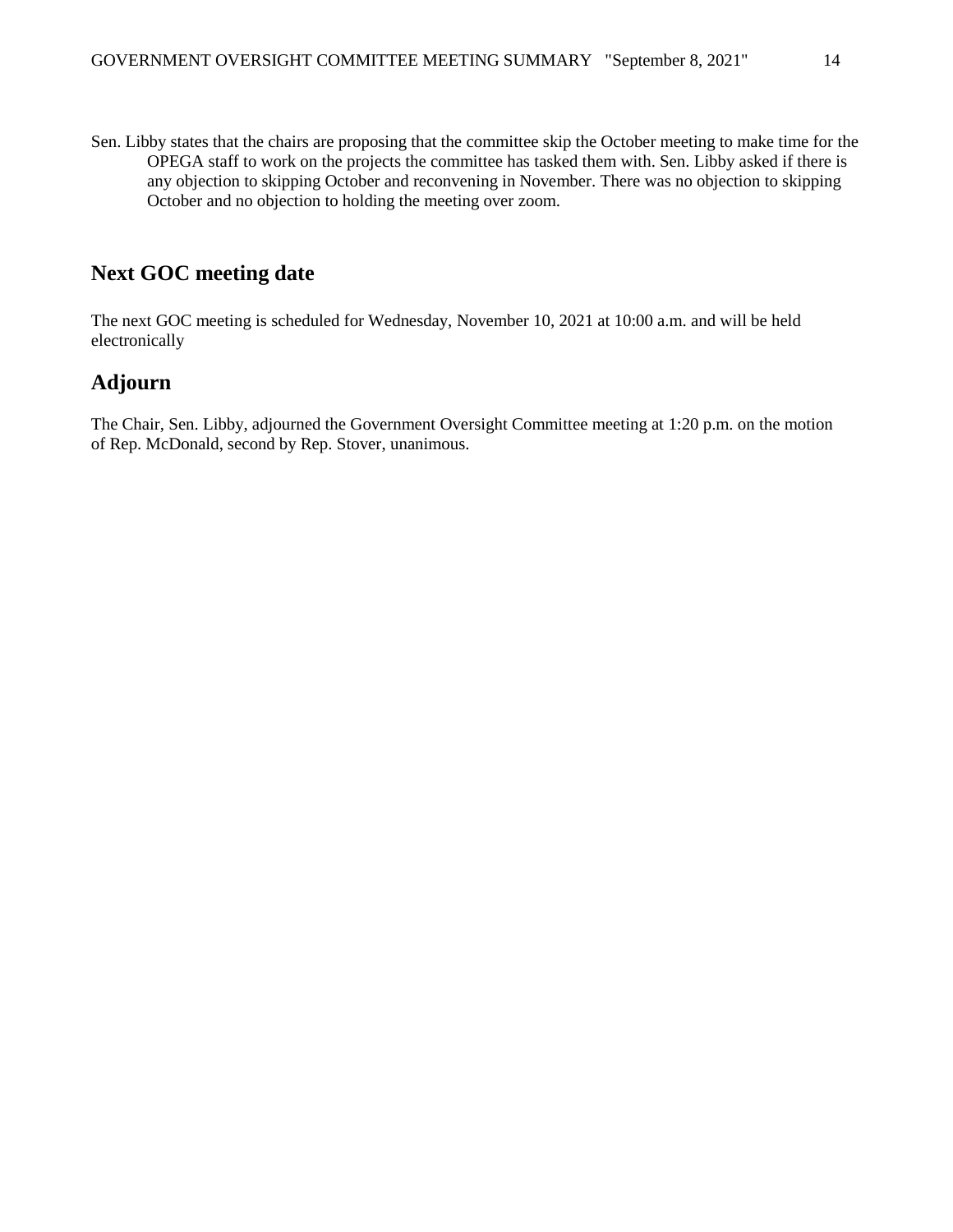Sen. Libby states that the chairs are proposing that the committee skip the October meeting to make time for the OPEGA staff to work on the projects the committee has tasked them with. Sen. Libby asked if there is any objection to skipping October and reconvening in November. There was no objection to skipping October and no objection to holding the meeting over zoom.

## Next GOC meeting date

The next GOC meeting is scheduled for Wednesday, November 10, 2021 at 10:00 a.m. and will be held electronically

## Adjourn

The Chair, Sen. Libby, adjourned the Government Oversight Committee meeting at 1:20 p.m. on the motion of Rep. McDonald, second by Rep. Stover, unanimous.